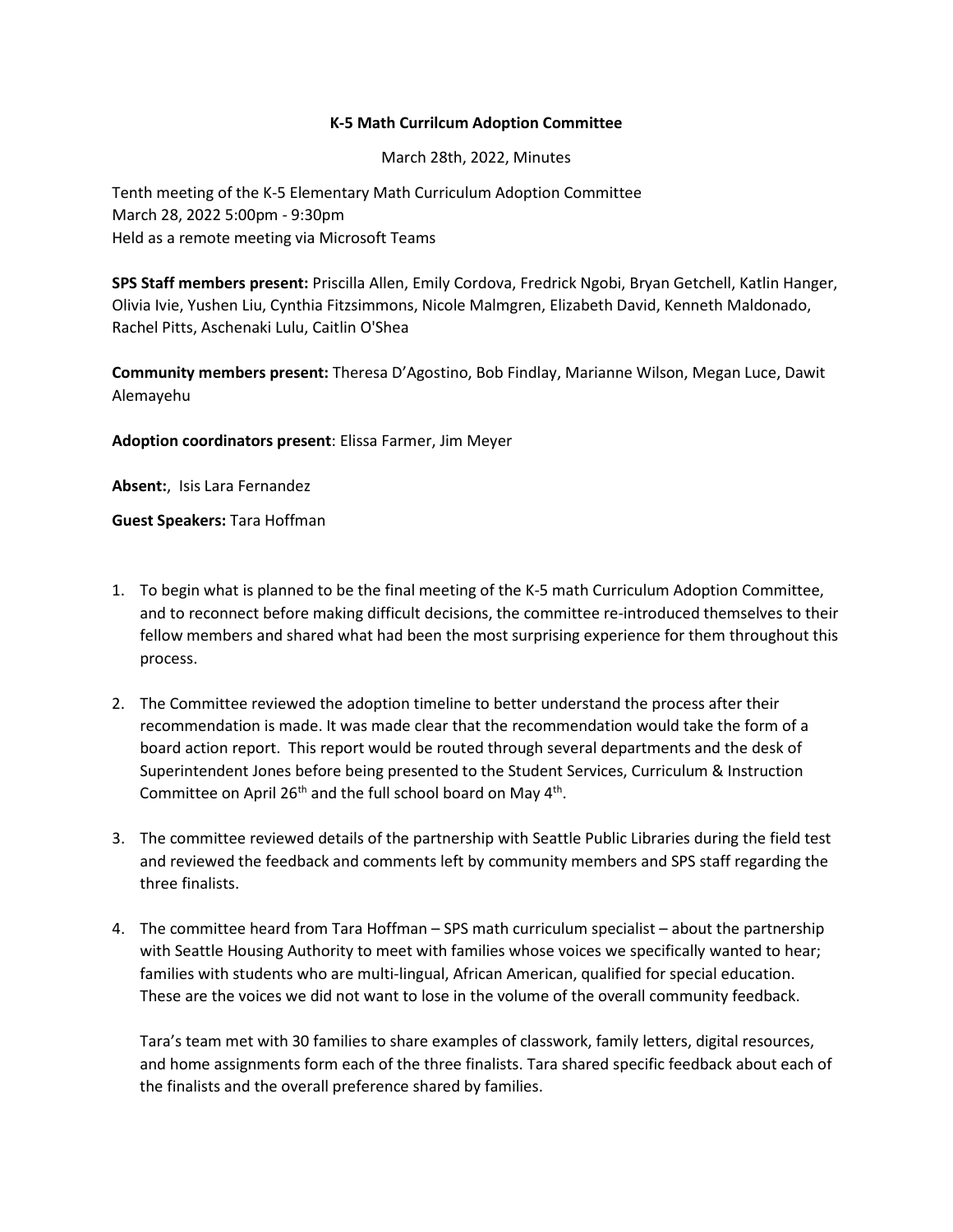**K-5 Math Currilcum Adoption Committee**

March 28th, 2022, Minutes

Tenth meeting of the K-5 Elementary Math Curriculum Adoption Committee
March 28, 2022 5:00pm - 9:30pm
Held as a remote meeting via Microsoft Teams

**SPS Staff members present:** Priscilla Allen, Emily Cordova, Fredrick Ngobi, Bryan Getchell, Katlin Hanger, Olivia Ivie, Yushen Liu, Cynthia Fitzsimmons, Nicole Malmgren, Elizabeth David, Kenneth Maldonado, Rachel Pitts, Aschenaki Lulu, Caitlin O'Shea

**Community members present:** Theresa D'Agostino, Bob Findlay, Marianne Wilson, Megan Luce, Dawit Alemayehu

**Adoption coordinators present**: Elissa Farmer, Jim Meyer

**Absent:**, Isis Lara Fernandez

**Guest Speakers:** Tara Hoffman

1. To begin what is planned to be the final meeting of the K-5 math Curriculum Adoption Committee, and to reconnect before making difficult decisions, the committee re-introduced themselves to their fellow members and shared what had been the most surprising experience for them throughout this process.

2. The Committee reviewed the adoption timeline to better understand the process after their recommendation is made. It was made clear that the recommendation would take the form of a board action report. This report would be routed through several departments and the desk of Superintendent Jones before being presented to the Student Services, Curriculum & Instruction Committee on April 26th and the full school board on May 4th.

3. The committee reviewed details of the partnership with Seattle Public Libraries during the field test and reviewed the feedback and comments left by community members and SPS staff regarding the three finalists.

4. The committee heard from Tara Hoffman – SPS math curriculum specialist – about the partnership with Seattle Housing Authority to meet with families whose voices we specifically wanted to hear; families with students who are multi-lingual, African American, qualified for special education. These are the voices we did not want to lose in the volume of the overall community feedback.

   Tara's team met with 30 families to share examples of classwork, family letters, digital resources, and home assignments form each of the three finalists. Tara shared specific feedback about each of the finalists and the overall preference shared by families.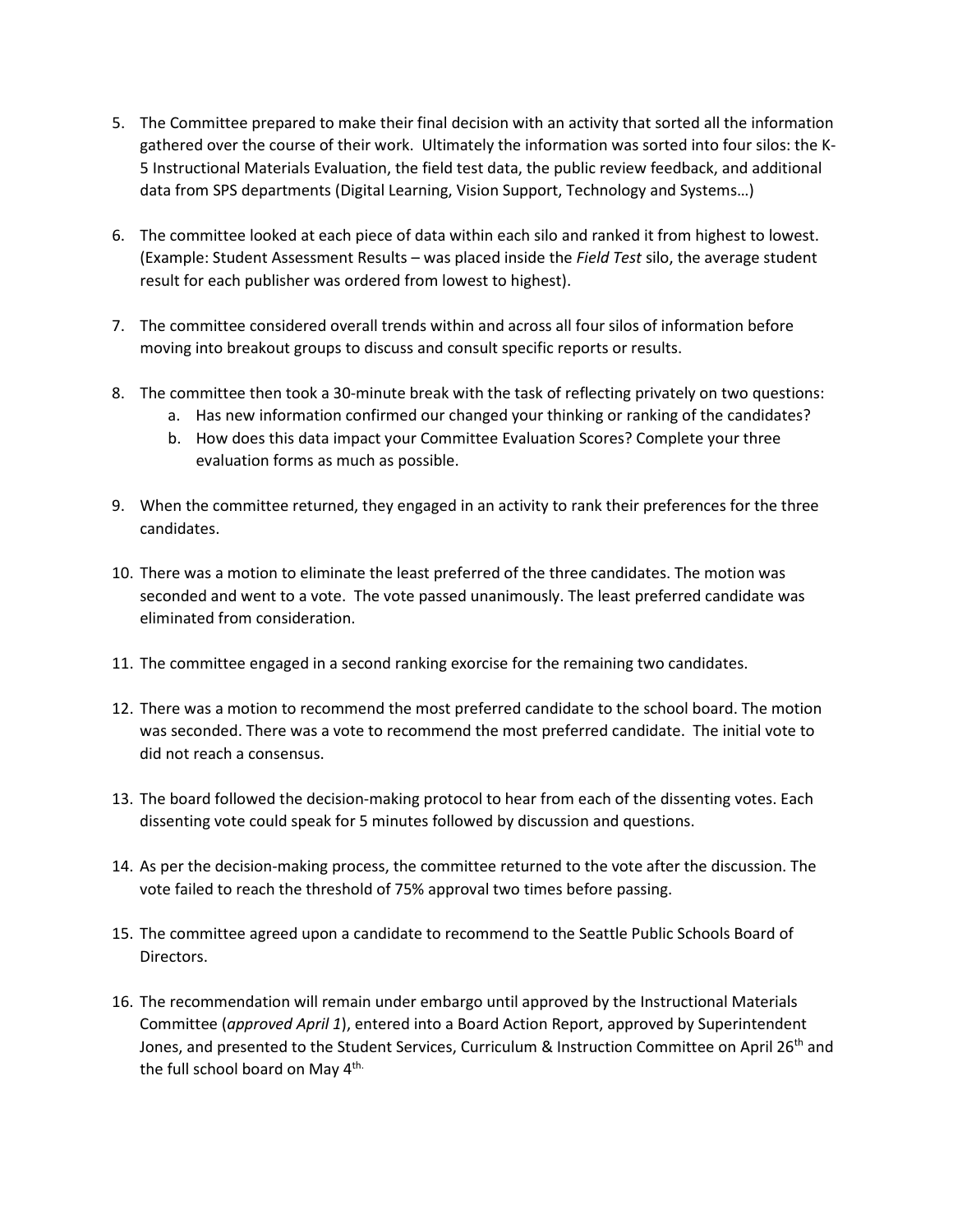5. The Committee prepared to make their final decision with an activity that sorted all the information gathered over the course of their work. Ultimately the information was sorted into four silos: the K-5 Instructional Materials Evaluation, the field test data, the public review feedback, and additional data from SPS departments (Digital Learning, Vision Support, Technology and Systems…)

6. The committee looked at each piece of data within each silo and ranked it from highest to lowest. (Example: Student Assessment Results – was placed inside the *Field Test* silo, the average student result for each publisher was ordered from lowest to highest).

7. The committee considered overall trends within and across all four silos of information before moving into breakout groups to discuss and consult specific reports or results.

8. The committee then took a 30-minute break with the task of reflecting privately on two questions:
   a. Has new information confirmed our changed your thinking or ranking of the candidates?
   b. How does this data impact your Committee Evaluation Scores? Complete your three evaluation forms as much as possible.

9. When the committee returned, they engaged in an activity to rank their preferences for the three candidates.

10. There was a motion to eliminate the least preferred of the three candidates. The motion was seconded and went to a vote. The vote passed unanimously. The least preferred candidate was eliminated from consideration.

11. The committee engaged in a second ranking exorcise for the remaining two candidates.

12. There was a motion to recommend the most preferred candidate to the school board. The motion was seconded. There was a vote to recommend the most preferred candidate. The initial vote to did not reach a consensus.

13. The board followed the decision-making protocol to hear from each of the dissenting votes. Each dissenting vote could speak for 5 minutes followed by discussion and questions.

14. As per the decision-making process, the committee returned to the vote after the discussion. The vote failed to reach the threshold of 75% approval two times before passing.

15. The committee agreed upon a candidate to recommend to the Seattle Public Schools Board of Directors.

16. The recommendation will remain under embargo until approved by the Instructional Materials Committee (*approved April 1*), entered into a Board Action Report, approved by Superintendent Jones, and presented to the Student Services, Curriculum & Instruction Committee on April 26th and the full school board on May 4th.